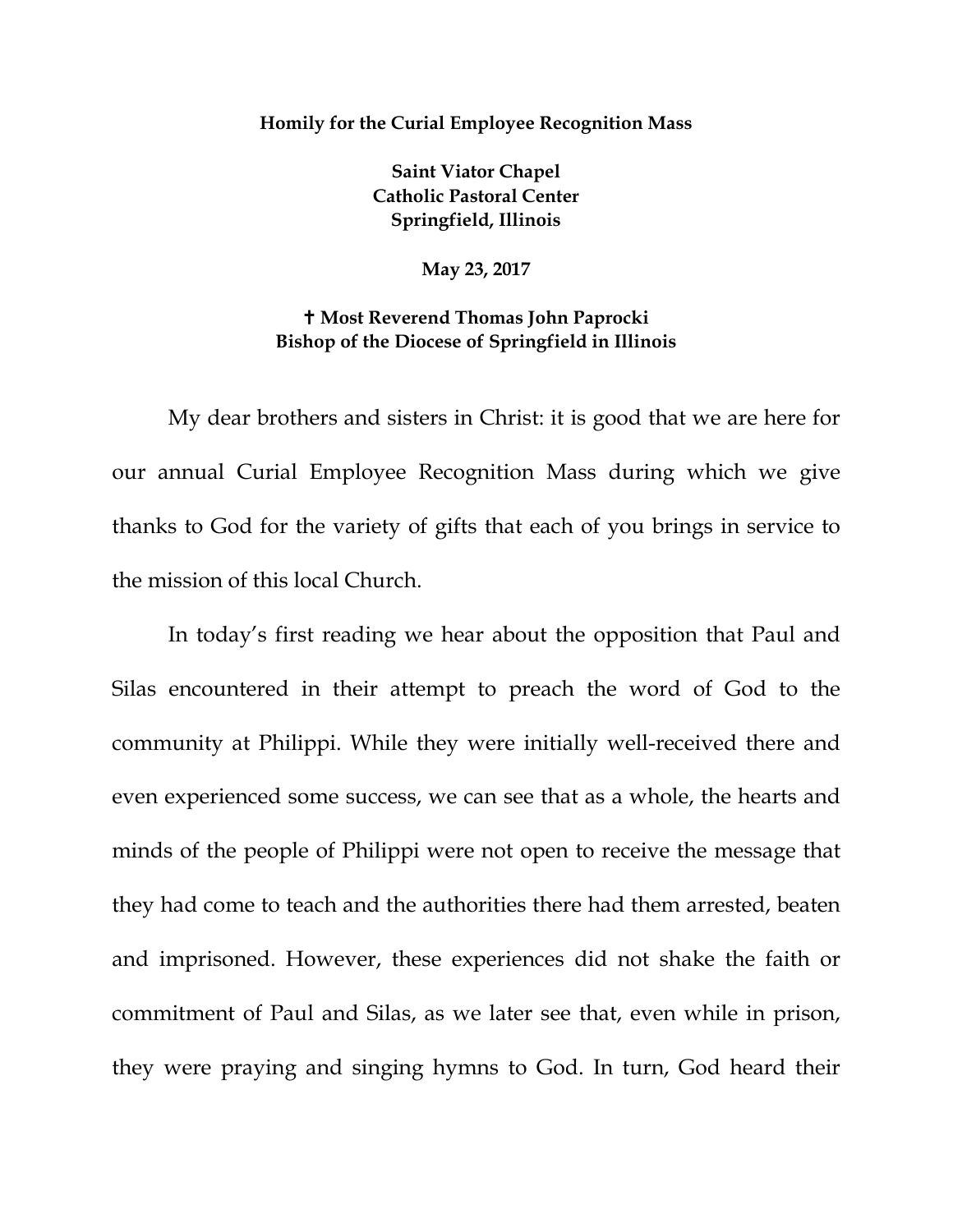**Homily for the Curial Employee Recognition Mass**

**Saint Viator Chapel**
**Catholic Pastoral Center**
**Springfield, Illinois**

**May 23, 2017**

**✝ Most Reverend Thomas John Paprocki**
**Bishop of the Diocese of Springfield in Illinois**

My dear brothers and sisters in Christ: it is good that we are here for our annual Curial Employee Recognition Mass during which we give thanks to God for the variety of gifts that each of you brings in service to the mission of this local Church.

In today's first reading we hear about the opposition that Paul and Silas encountered in their attempt to preach the word of God to the community at Philippi. While they were initially well-received there and even experienced some success, we can see that as a whole, the hearts and minds of the people of Philippi were not open to receive the message that they had come to teach and the authorities there had them arrested, beaten and imprisoned. However, these experiences did not shake the faith or commitment of Paul and Silas, as we later see that, even while in prison, they were praying and singing hymns to God. In turn, God heard their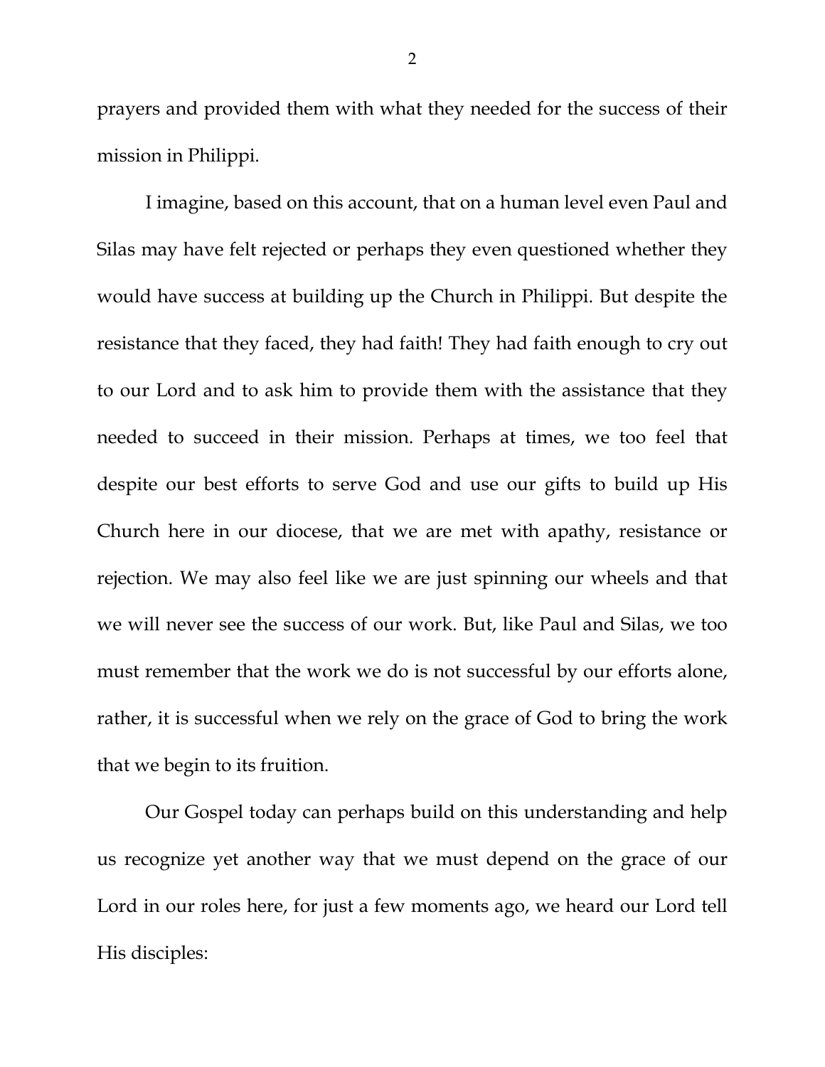prayers and provided them with what they needed for the success of their mission in Philippi.

I imagine, based on this account, that on a human level even Paul and Silas may have felt rejected or perhaps they even questioned whether they would have success at building up the Church in Philippi. But despite the resistance that they faced, they had faith! They had faith enough to cry out to our Lord and to ask him to provide them with the assistance that they needed to succeed in their mission. Perhaps at times, we too feel that despite our best efforts to serve God and use our gifts to build up His Church here in our diocese, that we are met with apathy, resistance or rejection. We may also feel like we are just spinning our wheels and that we will never see the success of our work. But, like Paul and Silas, we too must remember that the work we do is not successful by our efforts alone, rather, it is successful when we rely on the grace of God to bring the work that we begin to its fruition.

Our Gospel today can perhaps build on this understanding and help us recognize yet another way that we must depend on the grace of our Lord in our roles here, for just a few moments ago, we heard our Lord tell His disciples: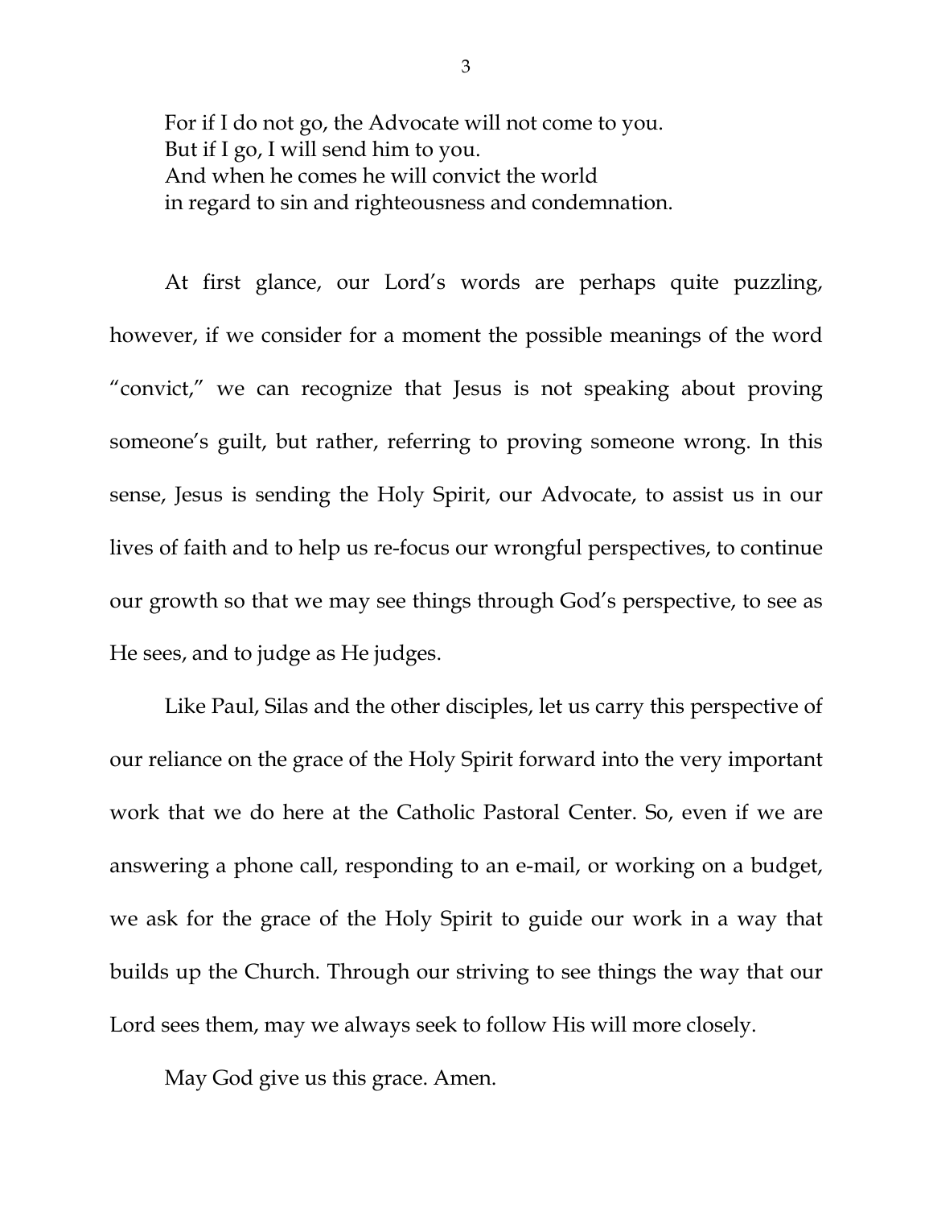For if I do not go, the Advocate will not come to you.
But if I go, I will send him to you.
And when he comes he will convict the world
in regard to sin and righteousness and condemnation.

At first glance, our Lord's words are perhaps quite puzzling, however, if we consider for a moment the possible meanings of the word "convict," we can recognize that Jesus is not speaking about proving someone's guilt, but rather, referring to proving someone wrong. In this sense, Jesus is sending the Holy Spirit, our Advocate, to assist us in our lives of faith and to help us re-focus our wrongful perspectives, to continue our growth so that we may see things through God's perspective, to see as He sees, and to judge as He judges.

Like Paul, Silas and the other disciples, let us carry this perspective of our reliance on the grace of the Holy Spirit forward into the very important work that we do here at the Catholic Pastoral Center. So, even if we are answering a phone call, responding to an e-mail, or working on a budget, we ask for the grace of the Holy Spirit to guide our work in a way that builds up the Church. Through our striving to see things the way that our Lord sees them, may we always seek to follow His will more closely.

May God give us this grace. Amen.